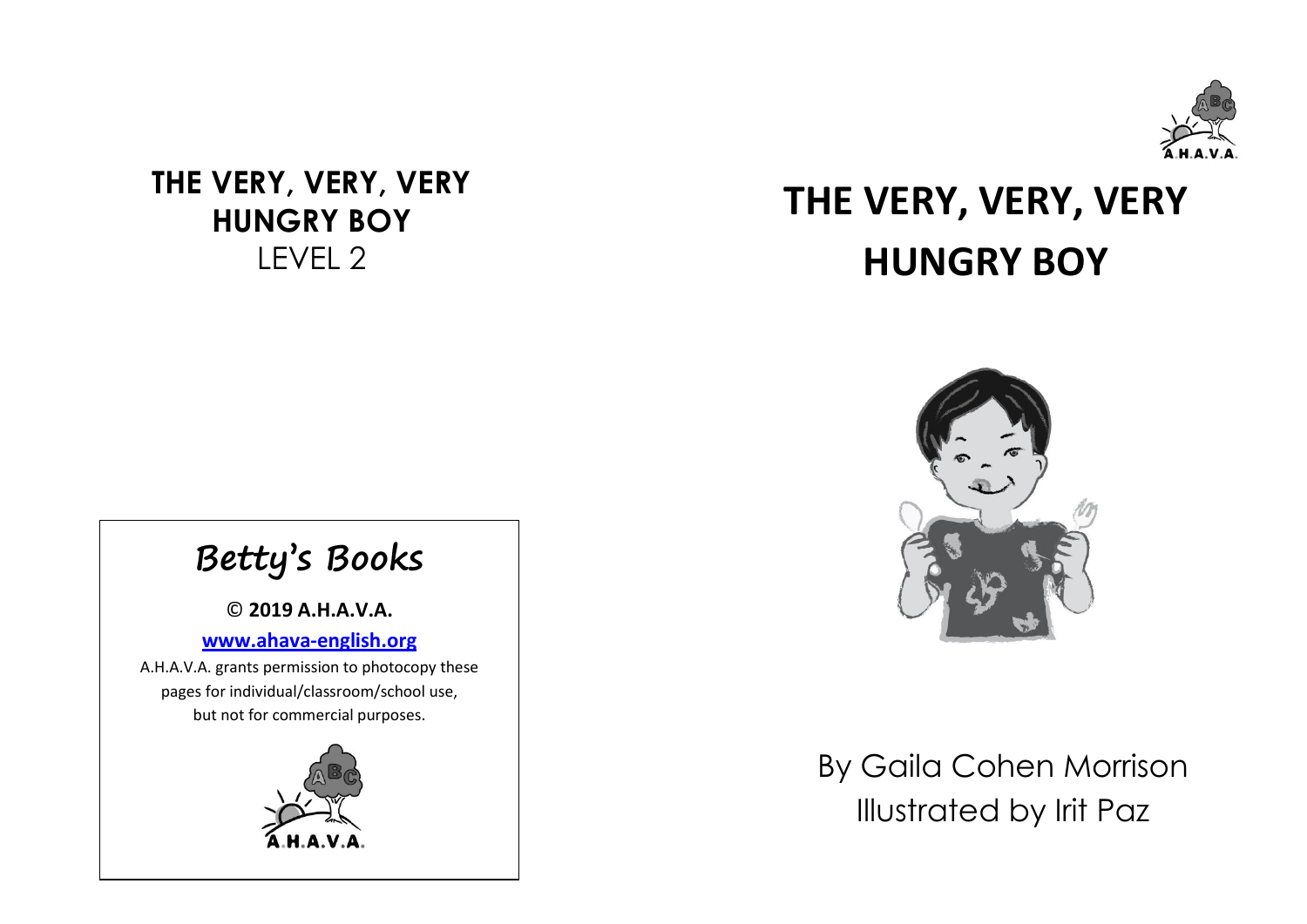# THE VERY, VERY, VERY HUNGRY BOY

LEVEL 2

## Betty's Books

**© 2019 A.H.A.V.A.**

**www.ahava-english.org**

A.H.A.V.A. grants permission to photocopy these pages for individual/classroom/school use, but not for commercial purposes.

A.H.A.V.A.

A.H.A.V.A.

# THE VERY, VERY, VERY HUNGRY BOY

By Gaila Cohen Morrison

Illustrated by Irit Paz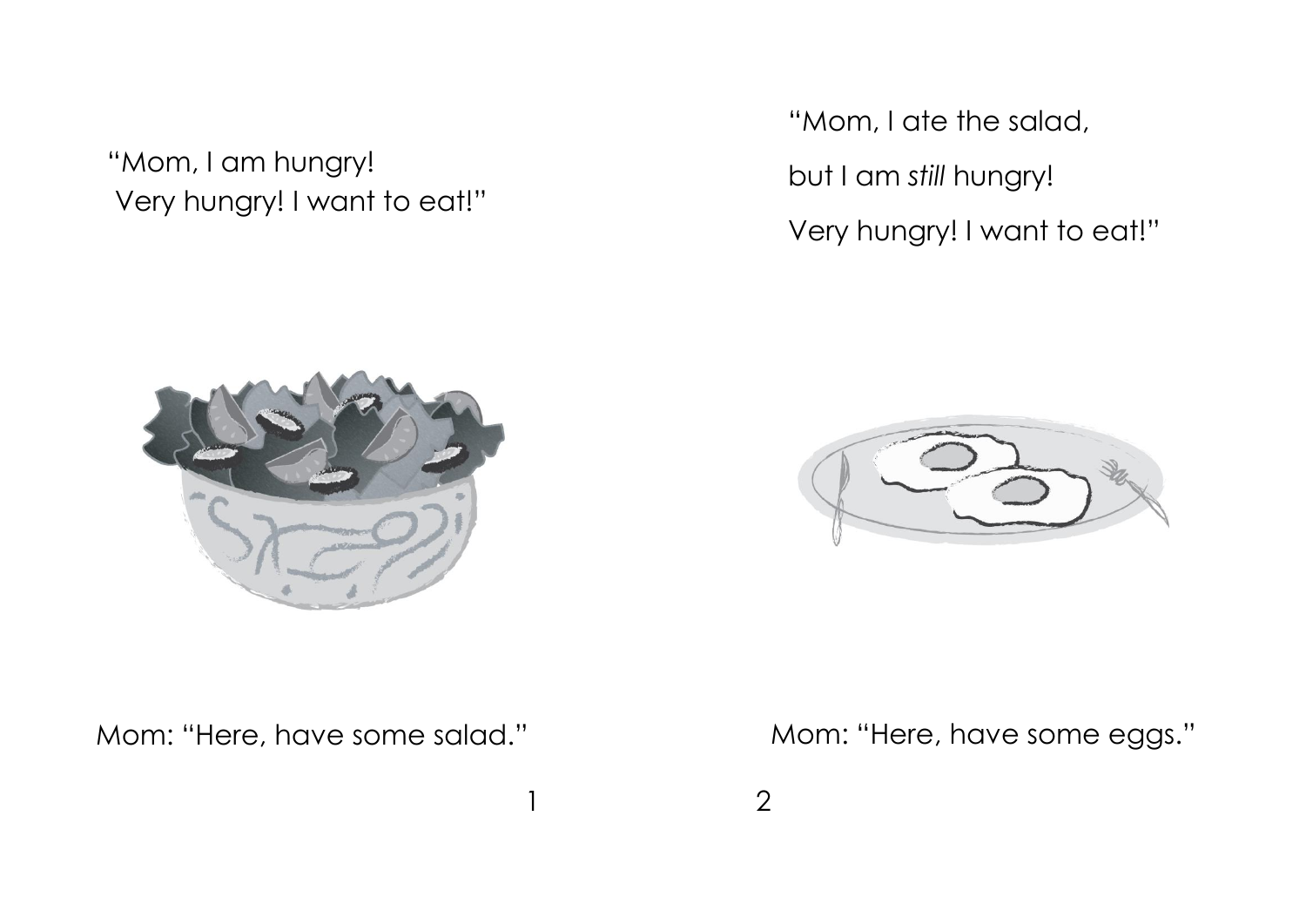"Mom, I am hungry!
Very hungry! I want to eat!"

Mom: "Here, have some salad."

"Mom, I ate the salad,

but I am *still* hungry!

Very hungry! I want to eat!"

Mom: "Here, have some eggs."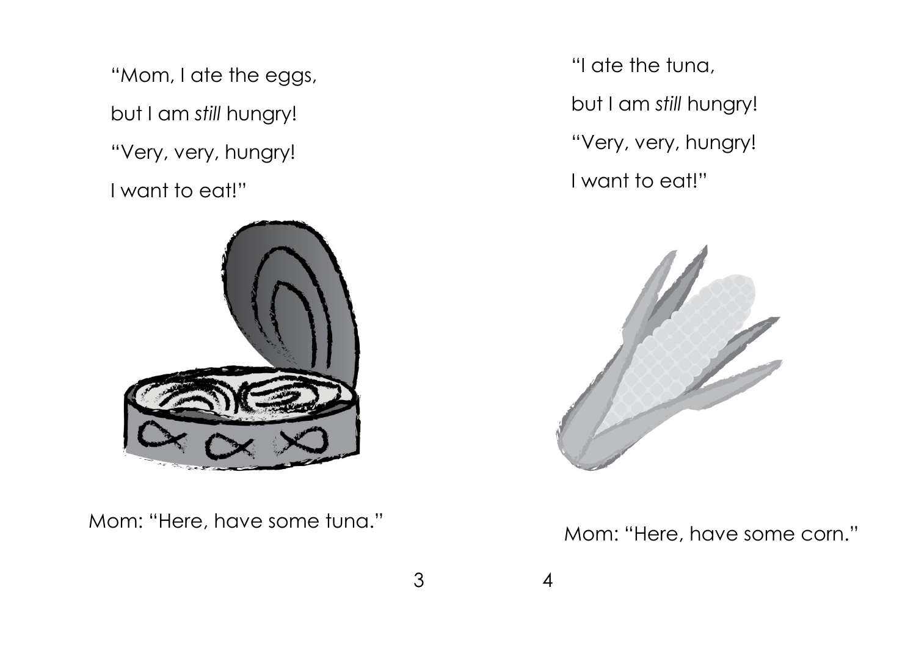"Mom, I ate the eggs,

but I am *still* hungry!

"Very, very, hungry!

I want to eat!"

Mom: "Here, have some tuna."

"I ate the tuna,

but I am *still* hungry!

"Very, very, hungry!

I want to eat!"

Mom: "Here, have some corn."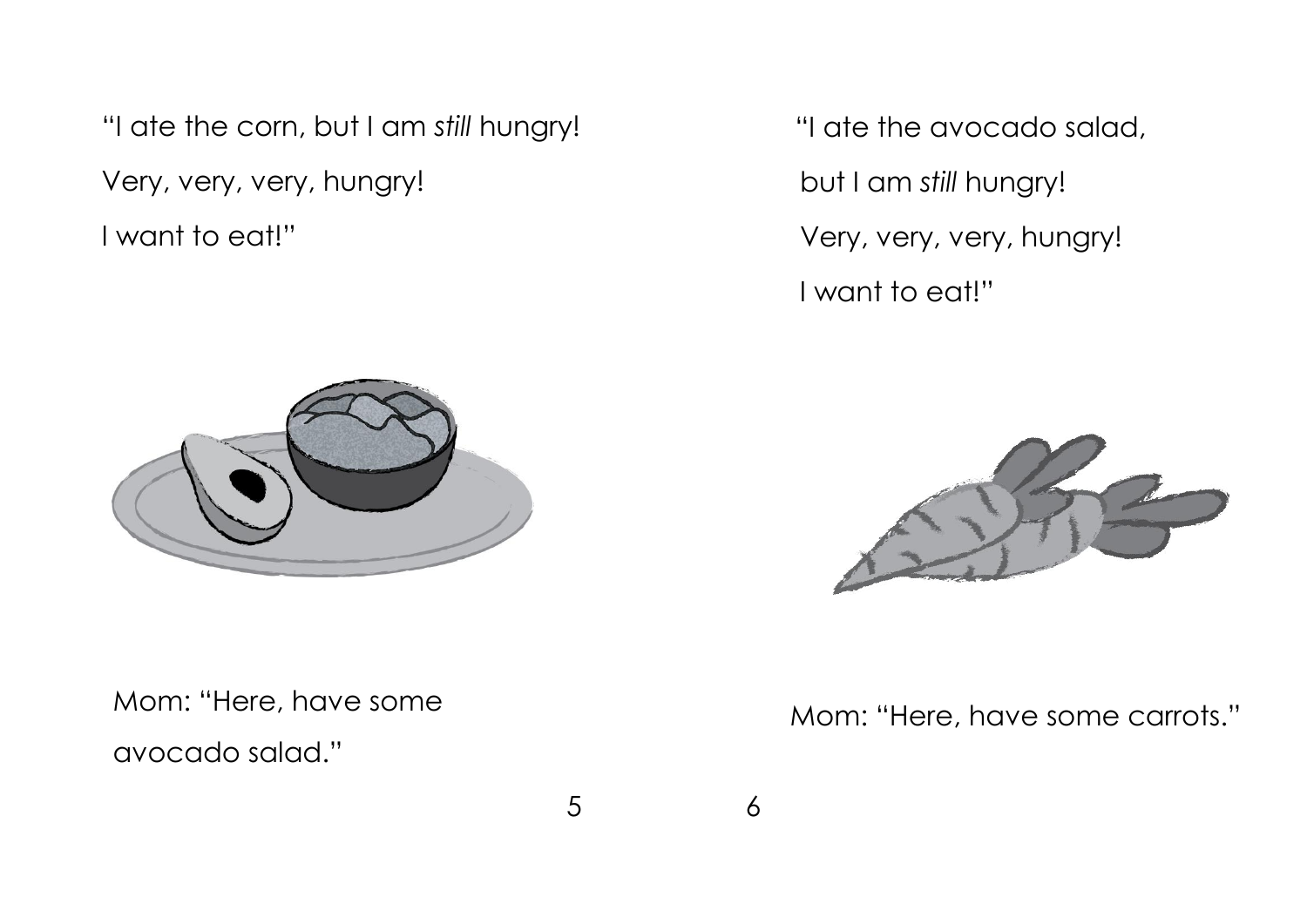"I ate the corn, but I am *still* hungry!

Very, very, very, hungry!

I want to eat!"

Mom: "Here, have some avocado salad."

"I ate the avocado salad, but I am *still* hungry!

Very, very, very, hungry!

I want to eat!"

Mom: "Here, have some carrots."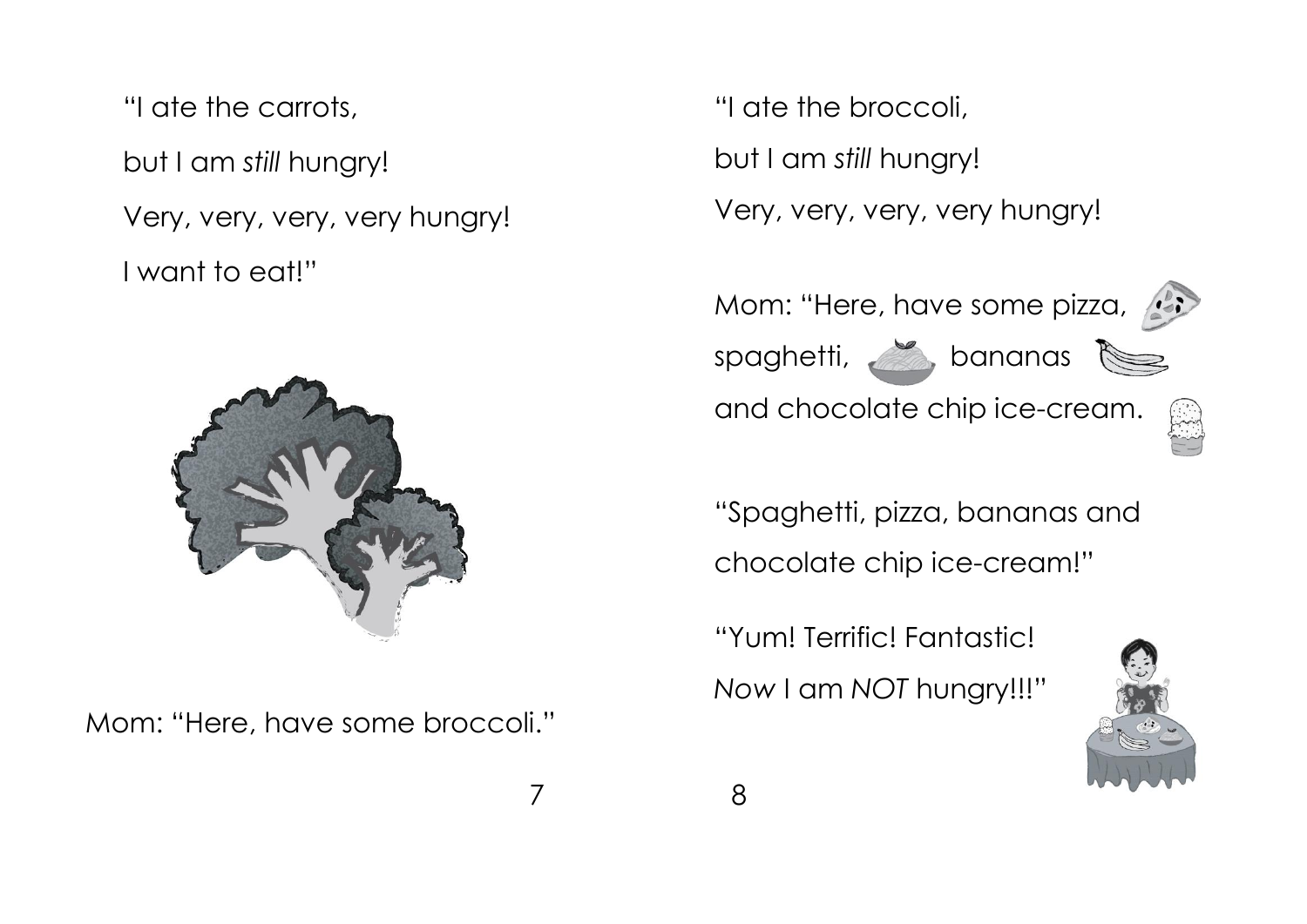"I ate the carrots,

but I am *still* hungry!

Very, very, very, very hungry!

I want to eat!"

Mom: "Here, have some broccoli."

"I ate the broccoli,

but I am *still* hungry!

Very, very, very, very hungry!

Mom: "Here, have some pizza,

spaghetti, bananas

and chocolate chip ice-cream.

"Spaghetti, pizza, bananas and

chocolate chip ice-cream!"

"Yum! Terrific! Fantastic!

*Now* I am *NOT* hungry!!!"